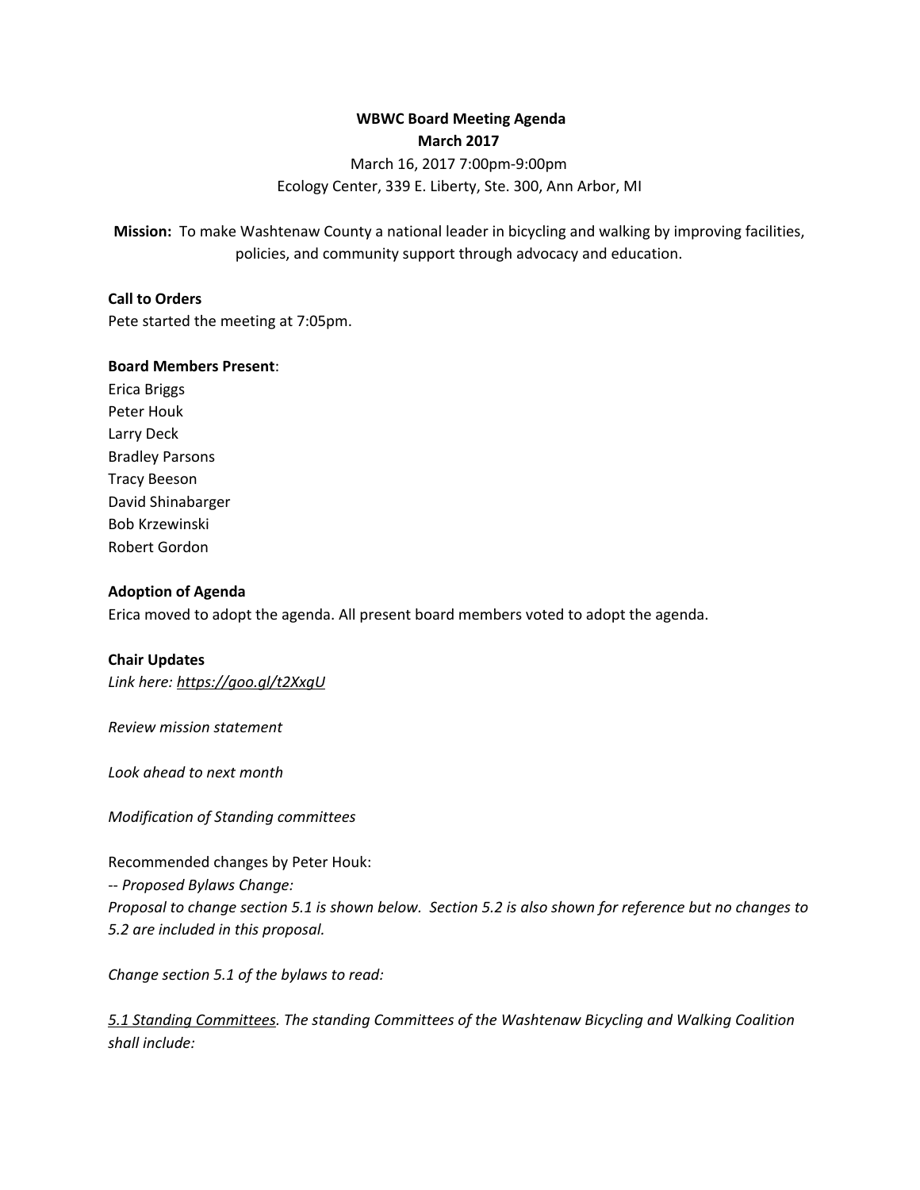**WBWC Board Meeting Agenda**
**March 2017**

March 16, 2017 7:00pm-9:00pm
Ecology Center, 339 E. Liberty, Ste. 300, Ann Arbor, MI

**Mission:** To make Washtenaw County a national leader in bicycling and walking by improving facilities, policies, and community support through advocacy and education.

**Call to Orders**
Pete started the meeting at 7:05pm.

**Board Members Present**:
Erica Briggs
Peter Houk
Larry Deck
Bradley Parsons
Tracy Beeson
David Shinabarger
Bob Krzewinski
Robert Gordon

**Adoption of Agenda**
Erica moved to adopt the agenda. All present board members voted to adopt the agenda.

**Chair Updates**
*Link here: https://goo.gl/t2XxgU*

*Review mission statement*

*Look ahead to next month*

*Modification of Standing committees*

Recommended changes by Peter Houk:
-- *Proposed Bylaws Change:*
*Proposal to change section 5.1 is shown below. Section 5.2 is also shown for reference but no changes to 5.2 are included in this proposal.*

*Change section 5.1 of the bylaws to read:*

*<u>5.1 Standing Committees</u>. The standing Committees of the Washtenaw Bicycling and Walking Coalition shall include:*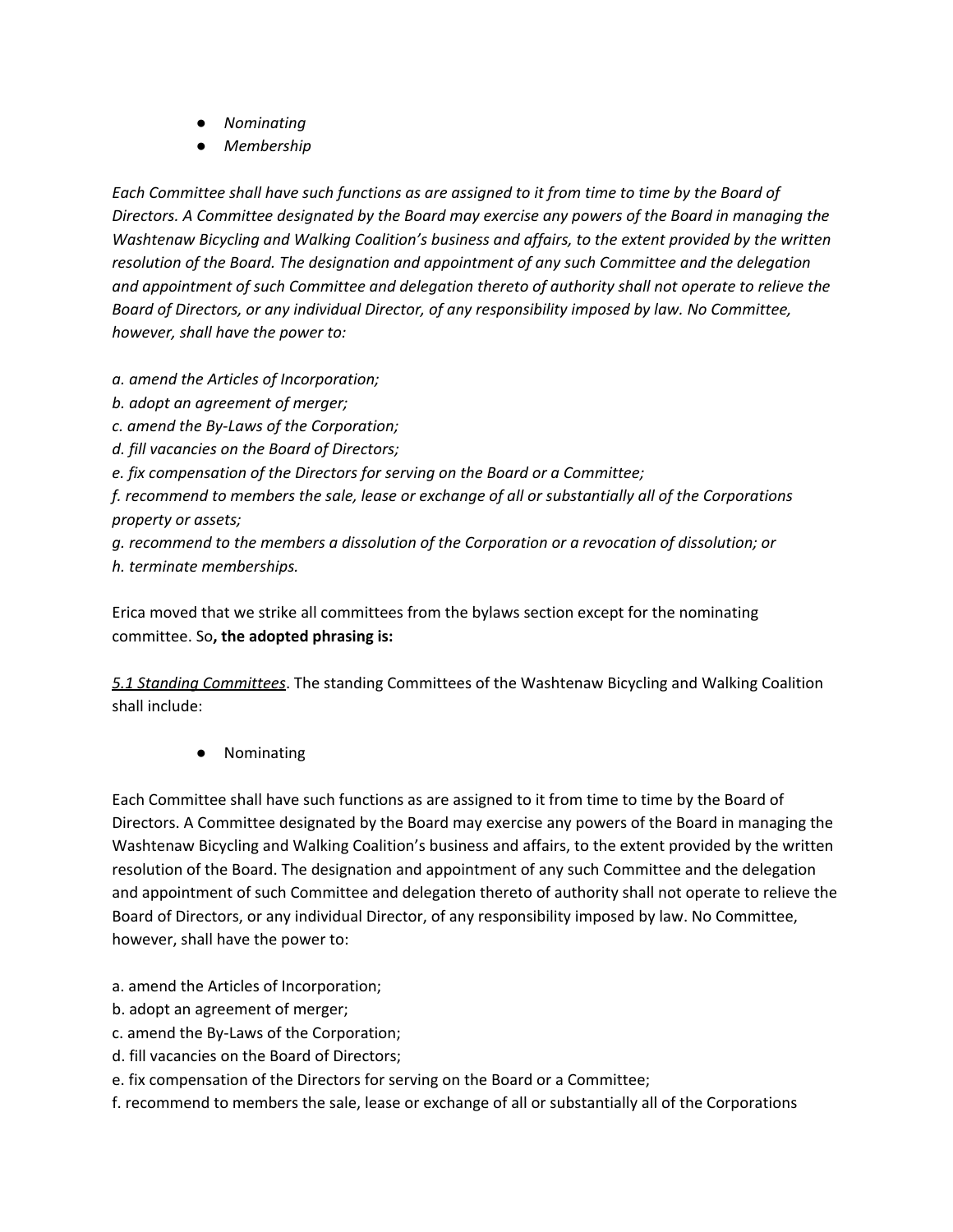- *Nominating*
- *Membership*

*Each Committee shall have such functions as are assigned to it from time to time by the Board of Directors. A Committee designated by the Board may exercise any powers of the Board in managing the Washtenaw Bicycling and Walking Coalition's business and affairs, to the extent provided by the written resolution of the Board. The designation and appointment of any such Committee and the delegation and appointment of such Committee and delegation thereto of authority shall not operate to relieve the Board of Directors, or any individual Director, of any responsibility imposed by law. No Committee, however, shall have the power to:*

*a. amend the Articles of Incorporation;*
*b. adopt an agreement of merger;*
*c. amend the By-Laws of the Corporation;*
*d. fill vacancies on the Board of Directors;*
*e. fix compensation of the Directors for serving on the Board or a Committee;*
*f. recommend to members the sale, lease or exchange of all or substantially all of the Corporations property or assets;*
*g. recommend to the members a dissolution of the Corporation or a revocation of dissolution; or*
*h. terminate memberships.*

Erica moved that we strike all committees from the bylaws section except for the nominating committee. So**, the adopted phrasing is:**

*5.1 Standing Committees*. The standing Committees of the Washtenaw Bicycling and Walking Coalition shall include:

- Nominating

Each Committee shall have such functions as are assigned to it from time to time by the Board of Directors. A Committee designated by the Board may exercise any powers of the Board in managing the Washtenaw Bicycling and Walking Coalition's business and affairs, to the extent provided by the written resolution of the Board. The designation and appointment of any such Committee and the delegation and appointment of such Committee and delegation thereto of authority shall not operate to relieve the Board of Directors, or any individual Director, of any responsibility imposed by law. No Committee, however, shall have the power to:

a. amend the Articles of Incorporation;
b. adopt an agreement of merger;
c. amend the By-Laws of the Corporation;
d. fill vacancies on the Board of Directors;
e. fix compensation of the Directors for serving on the Board or a Committee;
f. recommend to members the sale, lease or exchange of all or substantially all of the Corporations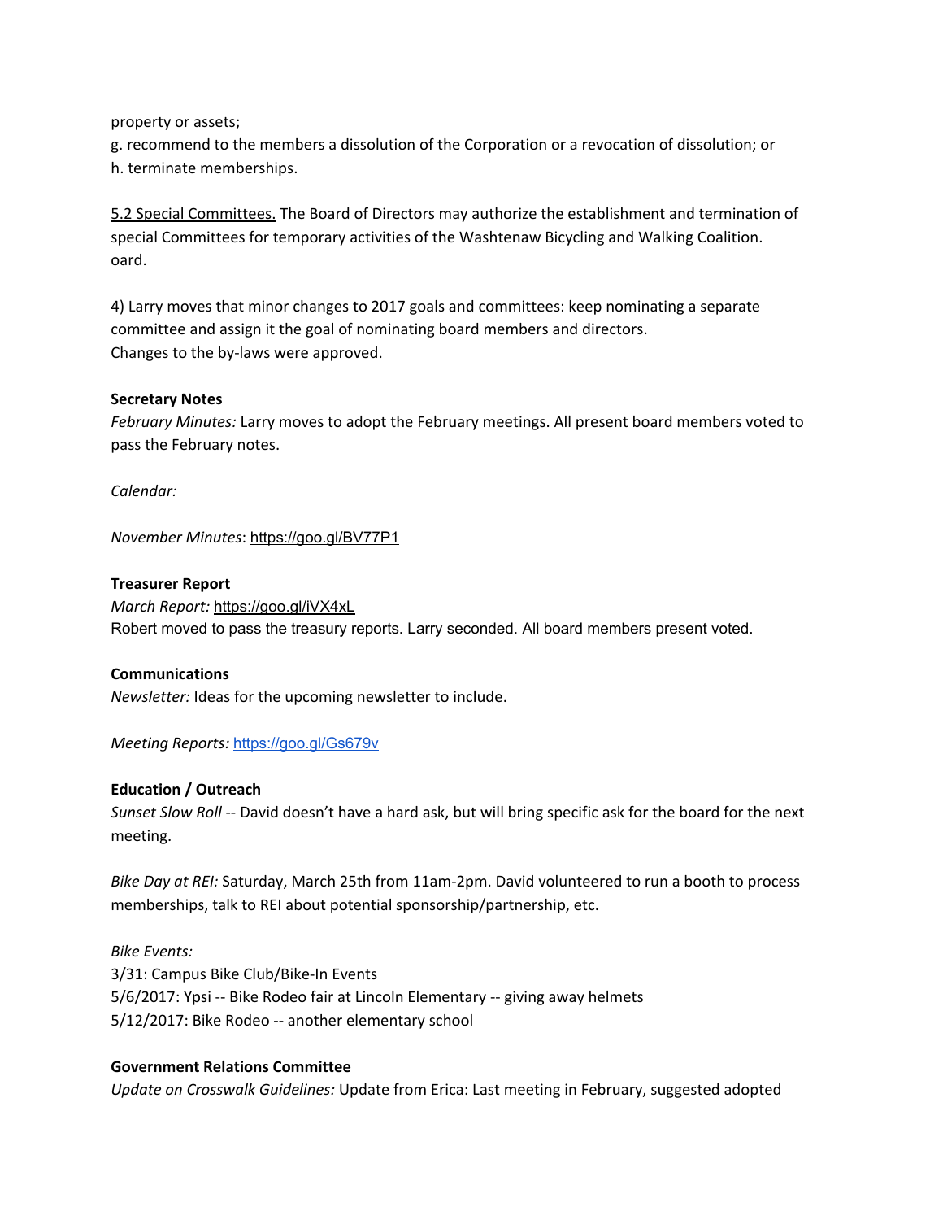property or assets;
g. recommend to the members a dissolution of the Corporation or a revocation of dissolution; or
h. terminate memberships.

5.2 Special Committees. The Board of Directors may authorize the establishment and termination of special Committees for temporary activities of the Washtenaw Bicycling and Walking Coalition.
oard.

4) Larry moves that minor changes to 2017 goals and committees: keep nominating a separate committee and assign it the goal of nominating board members and directors.
Changes to the by-laws were approved.

**Secretary Notes**

*February Minutes:* Larry moves to adopt the February meetings. All present board members voted to pass the February notes.

*Calendar:*

*November Minutes*: https://goo.gl/BV77P1

**Treasurer Report**

*March Report:* https://goo.gl/iVX4xL
Robert moved to pass the treasury reports. Larry seconded. All board members present voted.

**Communications**

*Newsletter:* Ideas for the upcoming newsletter to include.

*Meeting Reports:* https://goo.gl/Gs679v

**Education / Outreach**

*Sunset Slow Roll* -- David doesn't have a hard ask, but will bring specific ask for the board for the next meeting.

*Bike Day at REI:* Saturday, March 25th from 11am-2pm. David volunteered to run a booth to process memberships, talk to REI about potential sponsorship/partnership, etc.

*Bike Events:*
3/31: Campus Bike Club/Bike-In Events
5/6/2017: Ypsi -- Bike Rodeo fair at Lincoln Elementary -- giving away helmets
5/12/2017: Bike Rodeo -- another elementary school

**Government Relations Committee**

*Update on Crosswalk Guidelines:* Update from Erica: Last meeting in February, suggested adopted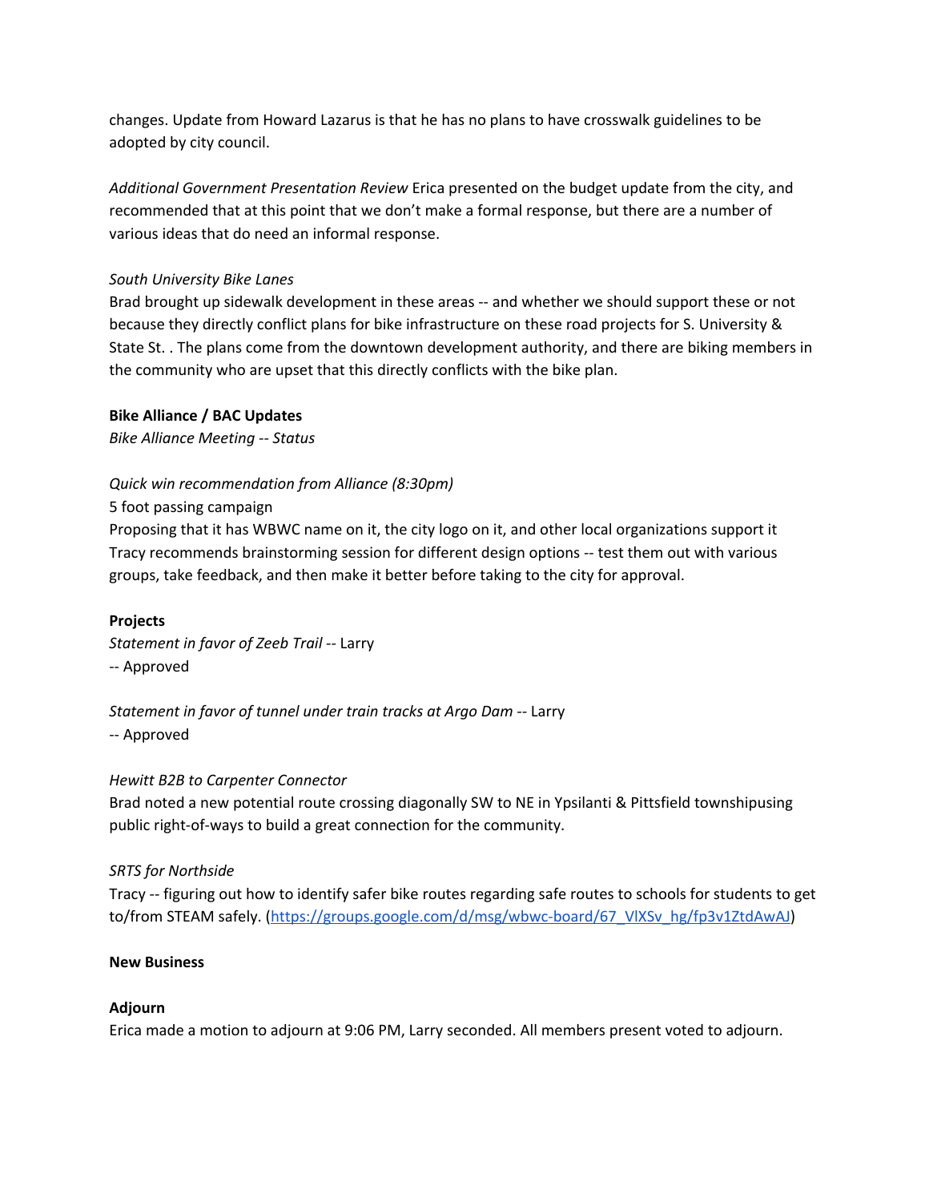changes. Update from Howard Lazarus is that he has no plans to have crosswalk guidelines to be adopted by city council.

*Additional Government Presentation Review* Erica presented on the budget update from the city, and recommended that at this point that we don't make a formal response, but there are a number of various ideas that do need an informal response.

*South University Bike Lanes*
Brad brought up sidewalk development in these areas -- and whether we should support these or not because they directly conflict plans for bike infrastructure on these road projects for S. University & State St. . The plans come from the downtown development authority, and there are biking members in the community who are upset that this directly conflicts with the bike plan.

**Bike Alliance / BAC Updates**
*Bike Alliance Meeting -- Status*

*Quick win recommendation from Alliance (8:30pm)*
5 foot passing campaign
Proposing that it has WBWC name on it, the city logo on it, and other local organizations support it
Tracy recommends brainstorming session for different design options -- test them out with various groups, take feedback, and then make it better before taking to the city for approval.

**Projects**
*Statement in favor of Zeeb Trail* -- Larry
-- Approved

*Statement in favor of tunnel under train tracks at Argo Dam* -- Larry
-- Approved

*Hewitt B2B to Carpenter Connector*
Brad noted a new potential route crossing diagonally SW to NE in Ypsilanti & Pittsfield townshipusing public right-of-ways to build a great connection for the community.

*SRTS for Northside*
Tracy -- figuring out how to identify safer bike routes regarding safe routes to schools for students to get to/from STEAM safely. ([https://groups.google.com/d/msg/wbwc-board/67_VlXSv_hg/fp3v1ZtdAwAJ](https://groups.google.com/d/msg/wbwc-board/67_VlXSv_hg/fp3v1ZtdAwAJ))

**New Business**

**Adjourn**
Erica made a motion to adjourn at 9:06 PM, Larry seconded. All members present voted to adjourn.